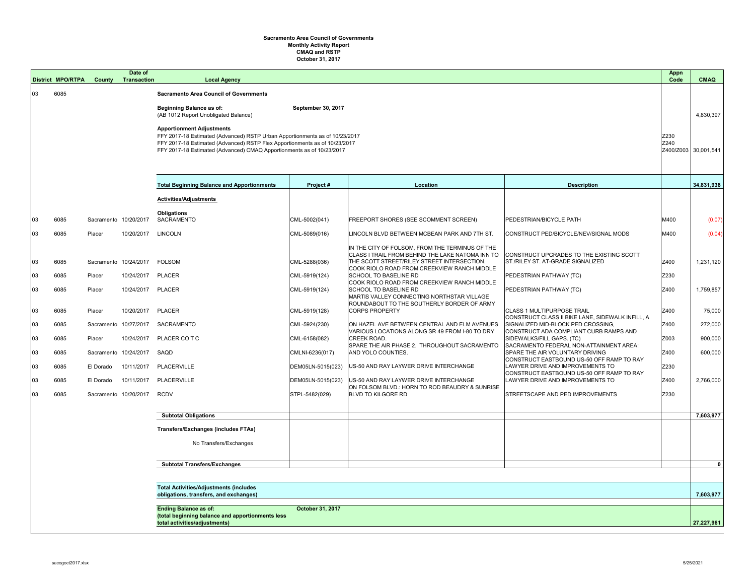**Sacramento Area Council of Governments**
**Monthly Activity Report**
**CMAQ and RSTP**
**October 31, 2017**

| District | MPO/RTPA | County | Date of Transaction | Local Agency | Project # | Location | Description | Appn Code | CMAQ |
|---|---|---|---|---|---|---|---|---|---|
| 03 | 6085 | | | **Sacramento Area Council of Governments** | | | | | |
| | | | | **Beginning Balance as of:** (AB 1012 Report Unobligated Balance) | **September 30, 2017** | | | | 4,830,397 |
| | | | | **Apportionment Adjustments** | | | | | |
| | | | | FFY 2017-18 Estimated (Advanced) RSTP Urban Apportionments as of 10/23/2017 | | | | Z230 | |
| | | | | FFY 2017-18 Estimated (Advanced) RSTP Flex Apportionments as of 10/23/2017 | | | | Z240 | |
| | | | | FFY 2017-18 Estimated (Advanced) CMAQ Apportionments as of 10/23/2017 | | | | Z400/Z003 | 30,001,541 |
| | | | | **Total Beginning Balance and Apportionments** | **Project #** | **Location** | **Description** | | **34,831,938** |
| | | | | **Activities/Adjustments** | | | | | |
| | | | | **Obligations** | | | | | |
| 03 | 6085 | Sacramento | 10/20/2017 | SACRAMENTO | CML-5002(041) | FREEPORT SHORES (SEE SCOMMENT SCREEN) | PEDESTRIAN/BICYCLE PATH | M400 | (0.07) |
| 03 | 6085 | Placer | 10/20/2017 | LINCOLN | CML-5089(016) | LINCOLN BLVD BETWEEN MCBEAN PARK AND 7TH ST. | CONSTRUCT PED/BICYCLE/NEV/SIGNAL MODS | M400 | (0.04) |
| 03 | 6085 | Sacramento | 10/24/2017 | FOLSOM | CML-5288(036) | IN THE CITY OF FOLSOM, FROM THE TERMINUS OF THE CLASS I TRAIL FROM BEHIND THE LAKE NATOMA INN TO THE SCOTT STREET/RILEY STREET INTERSECTION. | CONSTRUCT UPGRADES TO THE EXISTING SCOTT ST./RILEY ST. AT-GRADE SIGNALIZED | Z400 | 1,231,120 |
| 03 | 6085 | Placer | 10/24/2017 | PLACER | CML-5919(124) | COOK RIOLO ROAD FROM CREEKVIEW RANCH MIDDLE SCHOOL TO BASELINE RD | PEDESTRIAN PATHWAY (TC) | Z230 | |
| 03 | 6085 | Placer | 10/24/2017 | PLACER | CML-5919(124) | COOK RIOLO ROAD FROM CREEKVIEW RANCH MIDDLE SCHOOL TO BASELINE RD | PEDESTRIAN PATHWAY (TC) | Z400 | 1,759,857 |
| 03 | 6085 | Placer | 10/20/2017 | PLACER | CML-5919(128) | MARTIS VALLEY CONNECTING NORTHSTAR VILLAGE ROUNDABOUT TO THE SOUTHERLY BORDER OF ARMY CORPS PROPERTY | CLASS 1 MULTIPURPOSE TRAIL | Z400 | 75,000 |
| 03 | 6085 | Sacramento | 10/27/2017 | SACRAMENTO | CML-5924(230) | ON HAZEL AVE BETWEEN CENTRAL AND ELM AVENUES | CONSTRUCT CLASS II BIKE LANE, SIDEWALK INFILL, A SIGNALIZED MID-BLOCK PED CROSSING, | Z400 | 272,000 |
| 03 | 6085 | Placer | 10/24/2017 | PLACER CO T C | CML-6158(082) | VARIOUS LOCATIONS ALONG SR 49 FROM I-80 TO DRY CREEK ROAD. | CONSTRUCT ADA COMPLIANT CURB RAMPS AND SIDEWALKS/FILL GAPS. (TC) | Z003 | 900,000 |
| 03 | 6085 | Sacramento | 10/24/2017 | SAQD | CMLNI-6236(017) | SPARE THE AIR PHASE 2. THROUGHOUT SACRAMENTO AND YOLO COUNTIES. | SACRAMENTO FEDERAL NON-ATTAINMENT AREA: SPARE THE AIR VOLUNTARY DRIVING | Z400 | 600,000 |
| 03 | 6085 | El Dorado | 10/11/2017 | PLACERVILLE | DEM05LN-5015(023) | US-50 AND RAY LAYWER DRIVE INTERCHANGE | CONSTRUCT EASTBOUND US-50 OFF RAMP TO RAY LAWYER DRIVE AND IMPROVEMENTS TO | Z230 | |
| 03 | 6085 | El Dorado | 10/11/2017 | PLACERVILLE | DEM05LN-5015(023) | US-50 AND RAY LAYWER DRIVE INTERCHANGE | CONSTRUCT EASTBOUND US-50 OFF RAMP TO RAY LAWYER DRIVE AND IMPROVEMENTS TO | Z400 | 2,766,000 |
| 03 | 6085 | Sacramento | 10/20/2017 | RCDV | STPL-5482(029) | ON FOLSOM BLVD.: HORN TO ROD BEAUDRY & SUNRISE BLVD TO KILGORE RD | STREETSCAPE AND PED IMPROVEMENTS | Z230 | |
| | | | | **Subtotal Obligations** | | | | | **7,603,977** |
| | | | | **Transfers/Exchanges (includes FTAs)** | | | | | |
| | | | | No Transfers/Exchanges | | | | | |
| | | | | **Subtotal Transfers/Exchanges** | | | | | **0** |
| | | | | **Total Activities/Adjustments (includes obligations, transfers, and exchanges)** | | | | | **7,603,977** |
| | | | | **Ending Balance as of:** **(total beginning balance and apportionments less total activities/adjustments)** | **October 31, 2017** | | | | **27,227,961** |

sacogoct2017.xlsx 5/25/2021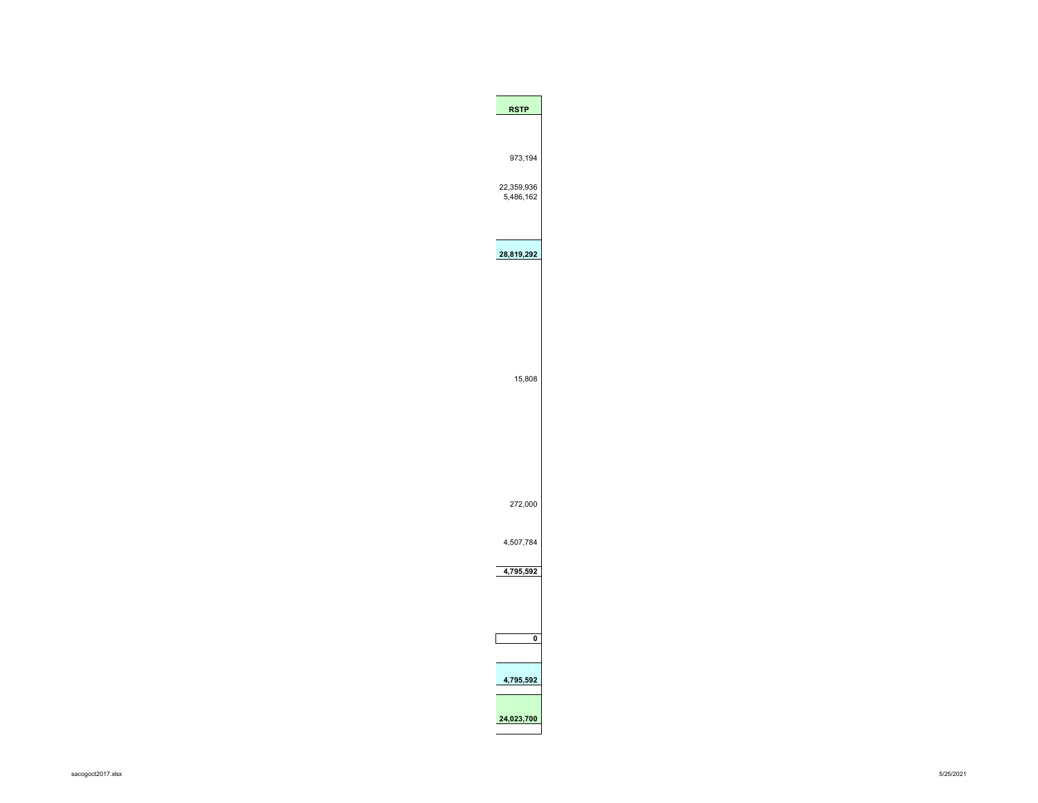| RSTP |
|---|
| 973,194 |
| 22,359,936 |
| 5,486,162 |
| **28,819,292** |
| 15,808 |
| 272,000 |
| 4,507,784 |
| **4,795,592** |
| **0** |
| **4,795,592** |
| **24,023,700** |

sacogoct2017.xlsx

5/25/2021